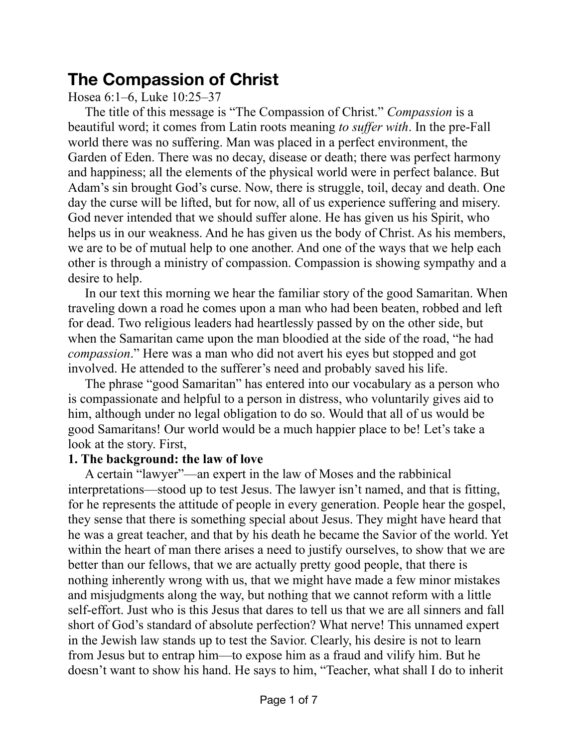# The Compassion of Christ

Hosea 6:1–6, Luke 10:25–37

The title of this message is "The Compassion of Christ." *Compassion* is a beautiful word; it comes from Latin roots meaning *to suffer with*. In the pre-Fall world there was no suffering. Man was placed in a perfect environment, the Garden of Eden. There was no decay, disease or death; there was perfect harmony and happiness; all the elements of the physical world were in perfect balance. But Adam's sin brought God's curse. Now, there is struggle, toil, decay and death. One day the curse will be lifted, but for now, all of us experience suffering and misery. God never intended that we should suffer alone. He has given us his Spirit, who helps us in our weakness. And he has given us the body of Christ. As his members, we are to be of mutual help to one another. And one of the ways that we help each other is through a ministry of compassion. Compassion is showing sympathy and a desire to help.

In our text this morning we hear the familiar story of the good Samaritan. When traveling down a road he comes upon a man who had been beaten, robbed and left for dead. Two religious leaders had heartlessly passed by on the other side, but when the Samaritan came upon the man bloodied at the side of the road, "he had *compassion*." Here was a man who did not avert his eyes but stopped and got involved. He attended to the sufferer's need and probably saved his life.

The phrase "good Samaritan" has entered into our vocabulary as a person who is compassionate and helpful to a person in distress, who voluntarily gives aid to him, although under no legal obligation to do so. Would that all of us would be good Samaritans! Our world would be a much happier place to be! Let's take a look at the story. First,

**1. The background: the law of love**

A certain "lawyer"—an expert in the law of Moses and the rabbinical interpretations—stood up to test Jesus. The lawyer isn't named, and that is fitting, for he represents the attitude of people in every generation. People hear the gospel, they sense that there is something special about Jesus. They might have heard that he was a great teacher, and that by his death he became the Savior of the world. Yet within the heart of man there arises a need to justify ourselves, to show that we are better than our fellows, that we are actually pretty good people, that there is nothing inherently wrong with us, that we might have made a few minor mistakes and misjudgments along the way, but nothing that we cannot reform with a little self-effort. Just who is this Jesus that dares to tell us that we are all sinners and fall short of God's standard of absolute perfection? What nerve! This unnamed expert in the Jewish law stands up to test the Savior. Clearly, his desire is not to learn from Jesus but to entrap him—to expose him as a fraud and vilify him. But he doesn't want to show his hand. He says to him, "Teacher, what shall I do to inherit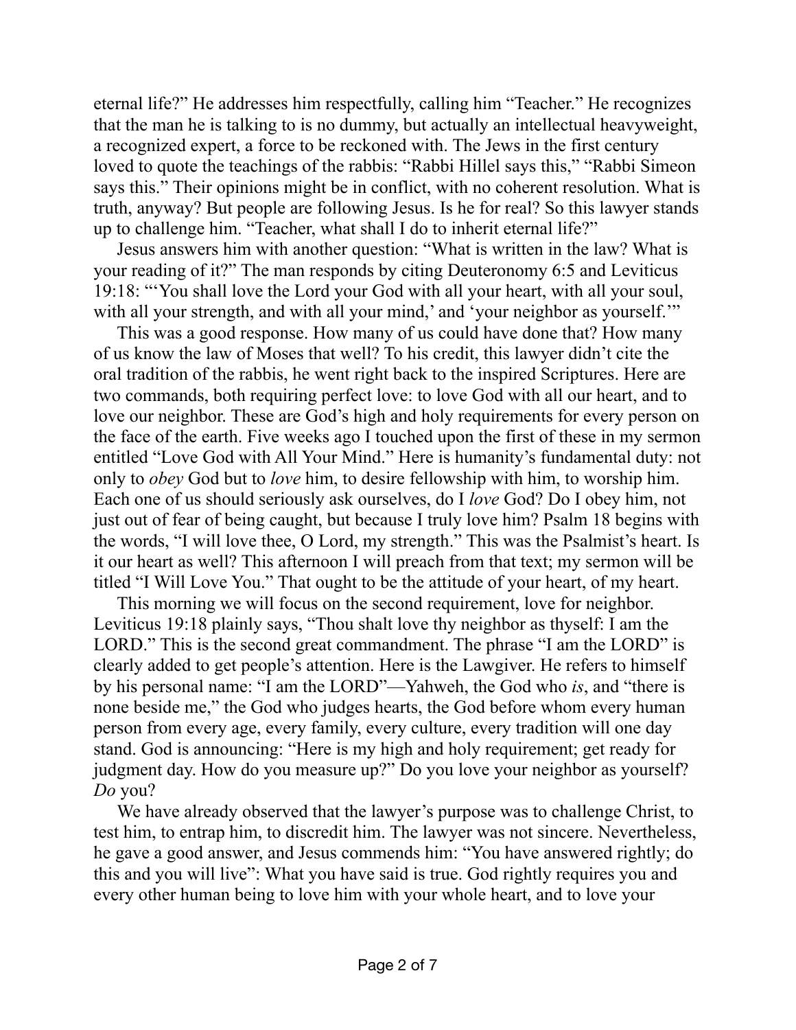eternal life?" He addresses him respectfully, calling him "Teacher." He recognizes that the man he is talking to is no dummy, but actually an intellectual heavyweight, a recognized expert, a force to be reckoned with. The Jews in the first century loved to quote the teachings of the rabbis: "Rabbi Hillel says this," "Rabbi Simeon says this." Their opinions might be in conflict, with no coherent resolution. What is truth, anyway? But people are following Jesus. Is he for real? So this lawyer stands up to challenge him. "Teacher, what shall I do to inherit eternal life?"

Jesus answers him with another question: "What is written in the law? What is your reading of it?" The man responds by citing Deuteronomy 6:5 and Leviticus 19:18: "'You shall love the Lord your God with all your heart, with all your soul, with all your strength, and with all your mind,' and 'your neighbor as yourself.'"

This was a good response. How many of us could have done that? How many of us know the law of Moses that well? To his credit, this lawyer didn't cite the oral tradition of the rabbis, he went right back to the inspired Scriptures. Here are two commands, both requiring perfect love: to love God with all our heart, and to love our neighbor. These are God's high and holy requirements for every person on the face of the earth. Five weeks ago I touched upon the first of these in my sermon entitled "Love God with All Your Mind." Here is humanity's fundamental duty: not only to *obey* God but to *love* him, to desire fellowship with him, to worship him. Each one of us should seriously ask ourselves, do I *love* God? Do I obey him, not just out of fear of being caught, but because I truly love him? Psalm 18 begins with the words, "I will love thee, O Lord, my strength." This was the Psalmist's heart. Is it our heart as well? This afternoon I will preach from that text; my sermon will be titled "I Will Love You." That ought to be the attitude of your heart, of my heart.

This morning we will focus on the second requirement, love for neighbor. Leviticus 19:18 plainly says, "Thou shalt love thy neighbor as thyself: I am the LORD." This is the second great commandment. The phrase "I am the LORD" is clearly added to get people's attention. Here is the Lawgiver. He refers to himself by his personal name: "I am the LORD"—Yahweh, the God who *is*, and "there is none beside me," the God who judges hearts, the God before whom every human person from every age, every family, every culture, every tradition will one day stand. God is announcing: "Here is my high and holy requirement; get ready for judgment day. How do you measure up?" Do you love your neighbor as yourself? *Do* you?

We have already observed that the lawyer's purpose was to challenge Christ, to test him, to entrap him, to discredit him. The lawyer was not sincere. Nevertheless, he gave a good answer, and Jesus commends him: "You have answered rightly; do this and you will live": What you have said is true. God rightly requires you and every other human being to love him with your whole heart, and to love your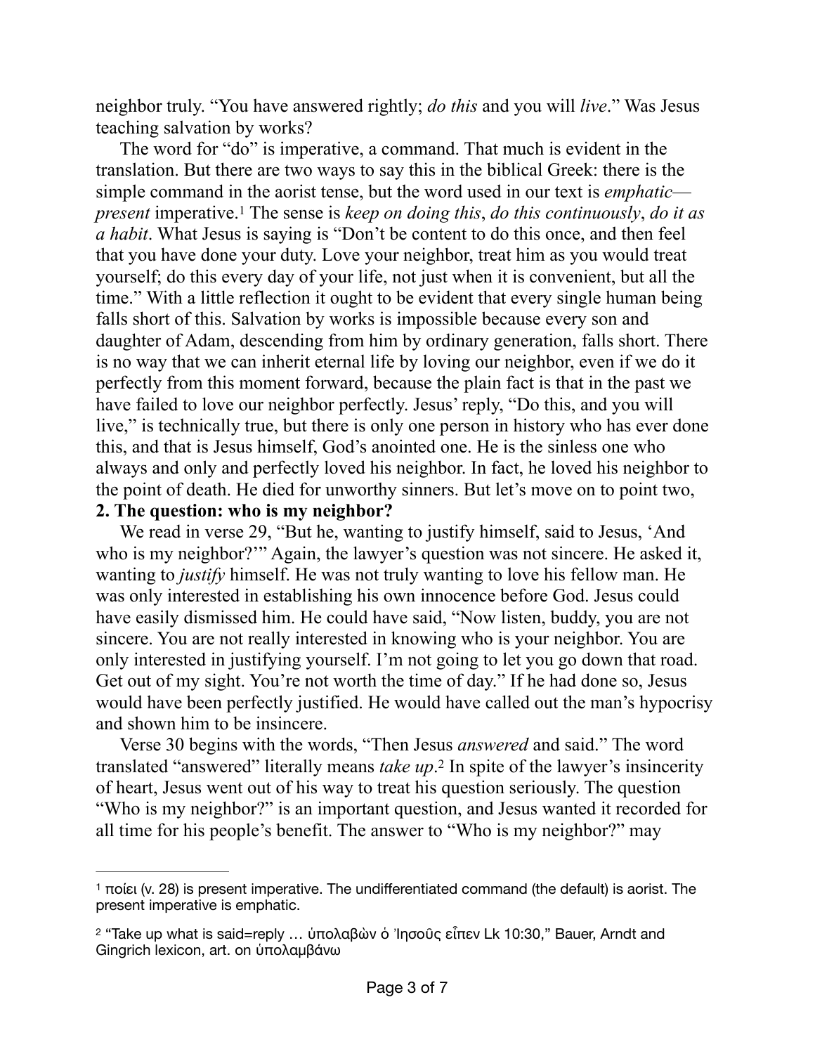neighbor truly. "You have answered rightly; *do this* and you will *live*." Was Jesus teaching salvation by works?

The word for "do" is imperative, a command. That much is evident in the translation. But there are two ways to say this in the biblical Greek: there is the simple command in the aorist tense, but the word used in our text is *emphatic*—*present* imperative.[1] The sense is *keep on doing this*, *do this continuously*, *do it as a habit*. What Jesus is saying is "Don't be content to do this once, and then feel that you have done your duty. Love your neighbor, treat him as you would treat yourself; do this every day of your life, not just when it is convenient, but all the time." With a little reflection it ought to be evident that every single human being falls short of this. Salvation by works is impossible because every son and daughter of Adam, descending from him by ordinary generation, falls short. There is no way that we can inherit eternal life by loving our neighbor, even if we do it perfectly from this moment forward, because the plain fact is that in the past we have failed to love our neighbor perfectly. Jesus' reply, "Do this, and you will live," is technically true, but there is only one person in history who has ever done this, and that is Jesus himself, God's anointed one. He is the sinless one who always and only and perfectly loved his neighbor. In fact, he loved his neighbor to the point of death. He died for unworthy sinners. But let's move on to point two,

**2. The question: who is my neighbor?**

We read in verse 29, "But he, wanting to justify himself, said to Jesus, 'And who is my neighbor?'" Again, the lawyer's question was not sincere. He asked it, wanting to *justify* himself. He was not truly wanting to love his fellow man. He was only interested in establishing his own innocence before God. Jesus could have easily dismissed him. He could have said, "Now listen, buddy, you are not sincere. You are not really interested in knowing who is your neighbor. You are only interested in justifying yourself. I'm not going to let you go down that road. Get out of my sight. You're not worth the time of day." If he had done so, Jesus would have been perfectly justified. He would have called out the man's hypocrisy and shown him to be insincere.

Verse 30 begins with the words, "Then Jesus *answered* and said." The word translated "answered" literally means *take up*.[2] In spite of the lawyer's insincerity of heart, Jesus went out of his way to treat his question seriously. The question "Who is my neighbor?" is an important question, and Jesus wanted it recorded for all time for his people's benefit. The answer to "Who is my neighbor?" may

---

[1] ποίει (v. 28) is present imperative. The undifferentiated command (the default) is aorist. The present imperative is emphatic.

[2] "Take up what is said=reply … ὑπολαβὼν ὁ Ἰησοῦς εἶπεν Lk 10:30," Bauer, Arndt and Gingrich lexicon, art. on ὑπολαμβάνω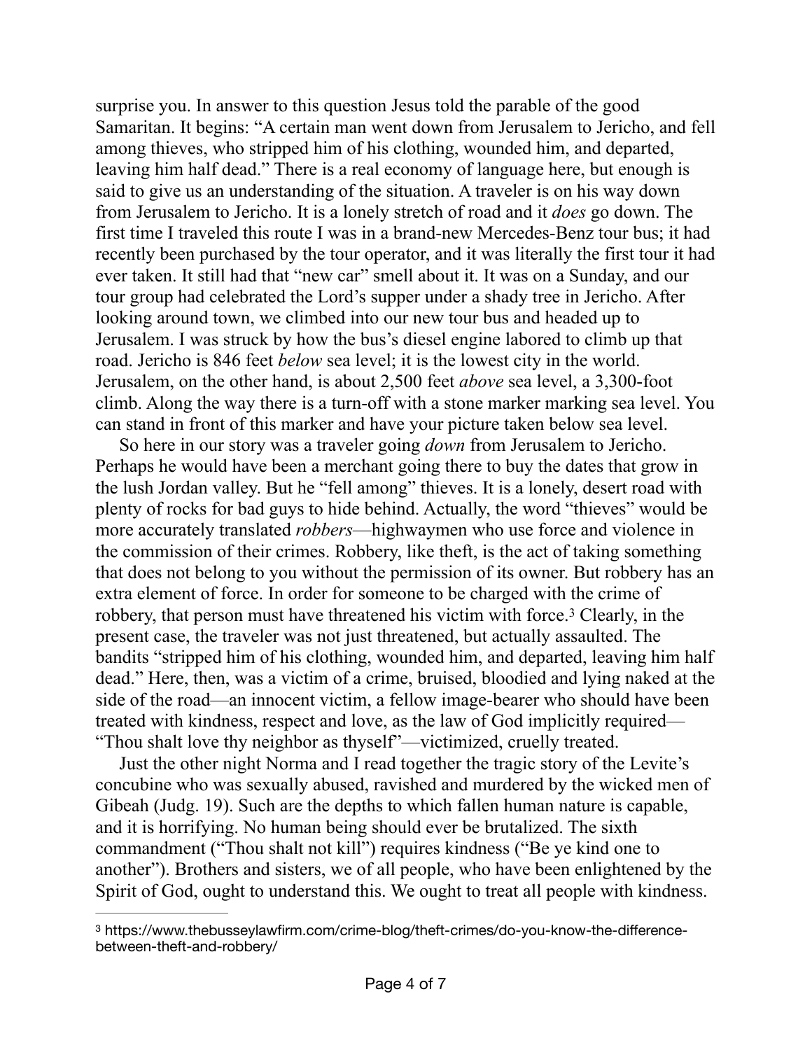surprise you. In answer to this question Jesus told the parable of the good Samaritan. It begins: "A certain man went down from Jerusalem to Jericho, and fell among thieves, who stripped him of his clothing, wounded him, and departed, leaving him half dead." There is a real economy of language here, but enough is said to give us an understanding of the situation. A traveler is on his way down from Jerusalem to Jericho. It is a lonely stretch of road and it *does* go down. The first time I traveled this route I was in a brand-new Mercedes-Benz tour bus; it had recently been purchased by the tour operator, and it was literally the first tour it had ever taken. It still had that "new car" smell about it. It was on a Sunday, and our tour group had celebrated the Lord's supper under a shady tree in Jericho. After looking around town, we climbed into our new tour bus and headed up to Jerusalem. I was struck by how the bus's diesel engine labored to climb up that road. Jericho is 846 feet *below* sea level; it is the lowest city in the world. Jerusalem, on the other hand, is about 2,500 feet *above* sea level, a 3,300-foot climb. Along the way there is a turn-off with a stone marker marking sea level. You can stand in front of this marker and have your picture taken below sea level.

So here in our story was a traveler going *down* from Jerusalem to Jericho. Perhaps he would have been a merchant going there to buy the dates that grow in the lush Jordan valley. But he "fell among" thieves. It is a lonely, desert road with plenty of rocks for bad guys to hide behind. Actually, the word "thieves" would be more accurately translated *robbers*—highwaymen who use force and violence in the commission of their crimes. Robbery, like theft, is the act of taking something that does not belong to you without the permission of its owner. But robbery has an extra element of force. In order for someone to be charged with the crime of robbery, that person must have threatened his victim with force.[3] Clearly, in the present case, the traveler was not just threatened, but actually assaulted. The bandits "stripped him of his clothing, wounded him, and departed, leaving him half dead." Here, then, was a victim of a crime, bruised, bloodied and lying naked at the side of the road—an innocent victim, a fellow image-bearer who should have been treated with kindness, respect and love, as the law of God implicitly required—"Thou shalt love thy neighbor as thyself"—victimized, cruelly treated.

Just the other night Norma and I read together the tragic story of the Levite's concubine who was sexually abused, ravished and murdered by the wicked men of Gibeah (Judg. 19). Such are the depths to which fallen human nature is capable, and it is horrifying. No human being should ever be brutalized. The sixth commandment ("Thou shalt not kill") requires kindness ("Be ye kind one to another"). Brothers and sisters, we of all people, who have been enlightened by the Spirit of God, ought to understand this. We ought to treat all people with kindness.

---

[3] https://www.thebusseylawfirm.com/crime-blog/theft-crimes/do-you-know-the-difference-between-theft-and-robbery/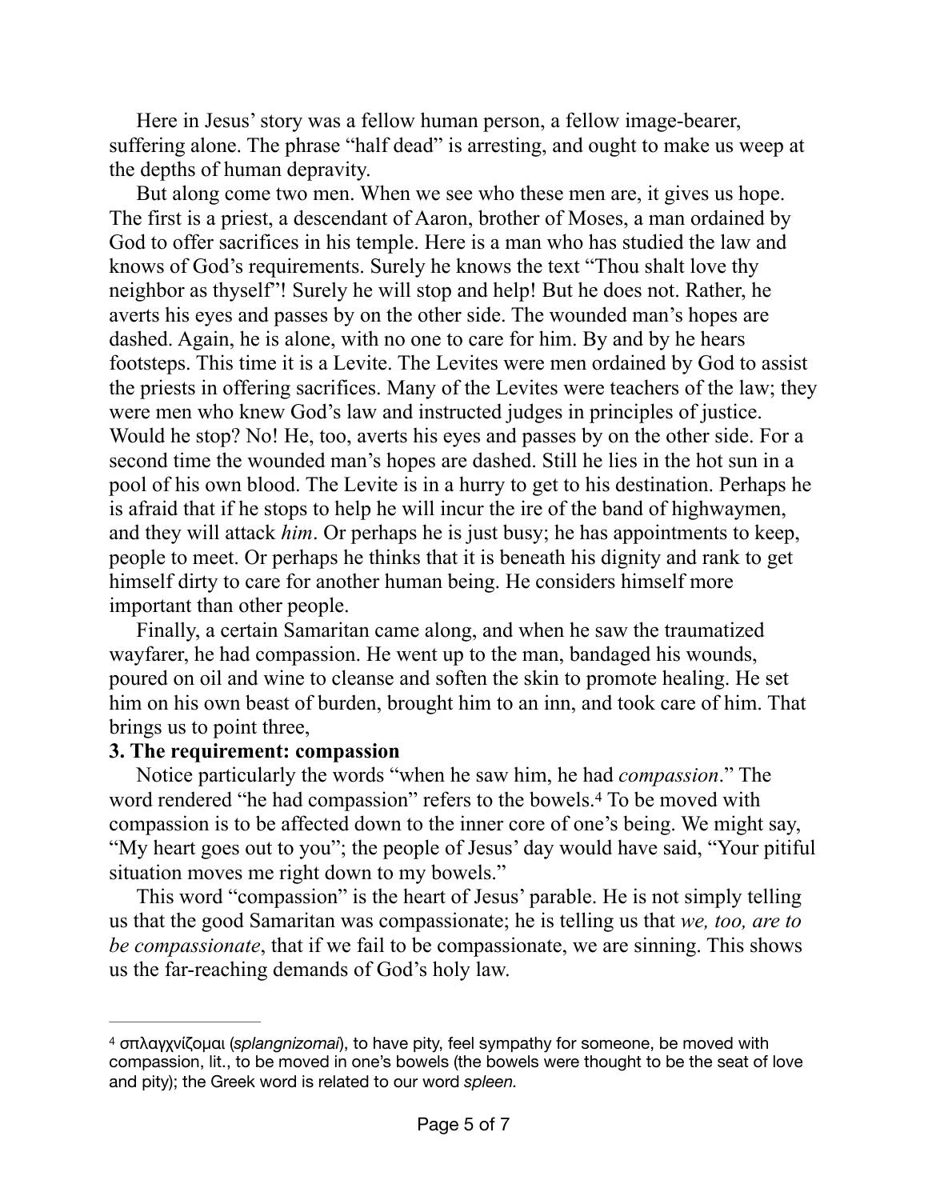Here in Jesus' story was a fellow human person, a fellow image-bearer, suffering alone. The phrase "half dead" is arresting, and ought to make us weep at the depths of human depravity.

But along come two men. When we see who these men are, it gives us hope. The first is a priest, a descendant of Aaron, brother of Moses, a man ordained by God to offer sacrifices in his temple. Here is a man who has studied the law and knows of God's requirements. Surely he knows the text "Thou shalt love thy neighbor as thyself"! Surely he will stop and help! But he does not. Rather, he averts his eyes and passes by on the other side. The wounded man's hopes are dashed. Again, he is alone, with no one to care for him. By and by he hears footsteps. This time it is a Levite. The Levites were men ordained by God to assist the priests in offering sacrifices. Many of the Levites were teachers of the law; they were men who knew God's law and instructed judges in principles of justice. Would he stop? No! He, too, averts his eyes and passes by on the other side. For a second time the wounded man's hopes are dashed. Still he lies in the hot sun in a pool of his own blood. The Levite is in a hurry to get to his destination. Perhaps he is afraid that if he stops to help he will incur the ire of the band of highwaymen, and they will attack *him*. Or perhaps he is just busy; he has appointments to keep, people to meet. Or perhaps he thinks that it is beneath his dignity and rank to get himself dirty to care for another human being. He considers himself more important than other people.

Finally, a certain Samaritan came along, and when he saw the traumatized wayfarer, he had compassion. He went up to the man, bandaged his wounds, poured on oil and wine to cleanse and soften the skin to promote healing. He set him on his own beast of burden, brought him to an inn, and took care of him. That brings us to point three,

**3. The requirement: compassion**

Notice particularly the words "when he saw him, he had *compassion*." The word rendered "he had compassion" refers to the bowels.[4] To be moved with compassion is to be affected down to the inner core of one's being. We might say, "My heart goes out to you"; the people of Jesus' day would have said, "Your pitiful situation moves me right down to my bowels."

This word "compassion" is the heart of Jesus' parable. He is not simply telling us that the good Samaritan was compassionate; he is telling us that *we, too, are to be compassionate*, that if we fail to be compassionate, we are sinning. This shows us the far-reaching demands of God's holy law.

---

[4] σπλαγχνίζομαι (*splangnizomai*), to have pity, feel sympathy for someone, be moved with compassion, lit., to be moved in one's bowels (the bowels were thought to be the seat of love and pity); the Greek word is related to our word *spleen.*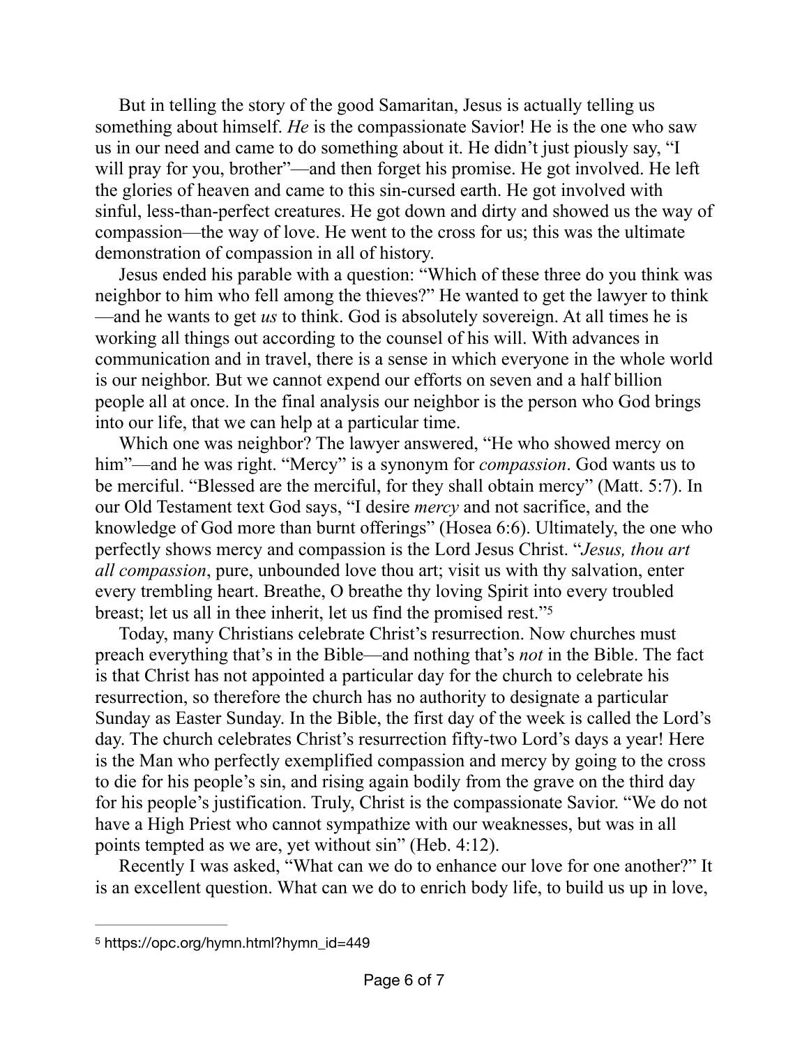But in telling the story of the good Samaritan, Jesus is actually telling us something about himself. *He* is the compassionate Savior! He is the one who saw us in our need and came to do something about it. He didn't just piously say, "I will pray for you, brother"—and then forget his promise. He got involved. He left the glories of heaven and came to this sin-cursed earth. He got involved with sinful, less-than-perfect creatures. He got down and dirty and showed us the way of compassion—the way of love. He went to the cross for us; this was the ultimate demonstration of compassion in all of history.

Jesus ended his parable with a question: "Which of these three do you think was neighbor to him who fell among the thieves?" He wanted to get the lawyer to think—and he wants to get *us* to think. God is absolutely sovereign. At all times he is working all things out according to the counsel of his will. With advances in communication and in travel, there is a sense in which everyone in the whole world is our neighbor. But we cannot expend our efforts on seven and a half billion people all at once. In the final analysis our neighbor is the person who God brings into our life, that we can help at a particular time.

Which one was neighbor? The lawyer answered, "He who showed mercy on him"—and he was right. "Mercy" is a synonym for *compassion*. God wants us to be merciful. "Blessed are the merciful, for they shall obtain mercy" (Matt. 5:7). In our Old Testament text God says, "I desire *mercy* and not sacrifice, and the knowledge of God more than burnt offerings" (Hosea 6:6). Ultimately, the one who perfectly shows mercy and compassion is the Lord Jesus Christ. "*Jesus, thou art all compassion*, pure, unbounded love thou art; visit us with thy salvation, enter every trembling heart. Breathe, O breathe thy loving Spirit into every troubled breast; let us all in thee inherit, let us find the promised rest."[5]

Today, many Christians celebrate Christ's resurrection. Now churches must preach everything that's in the Bible—and nothing that's *not* in the Bible. The fact is that Christ has not appointed a particular day for the church to celebrate his resurrection, so therefore the church has no authority to designate a particular Sunday as Easter Sunday. In the Bible, the first day of the week is called the Lord's day. The church celebrates Christ's resurrection fifty-two Lord's days a year! Here is the Man who perfectly exemplified compassion and mercy by going to the cross to die for his people's sin, and rising again bodily from the grave on the third day for his people's justification. Truly, Christ is the compassionate Savior. "We do not have a High Priest who cannot sympathize with our weaknesses, but was in all points tempted as we are, yet without sin" (Heb. 4:12).

Recently I was asked, "What can we do to enhance our love for one another?" It is an excellent question. What can we do to enrich body life, to build us up in love,

---

[5] https://opc.org/hymn.html?hymn_id=449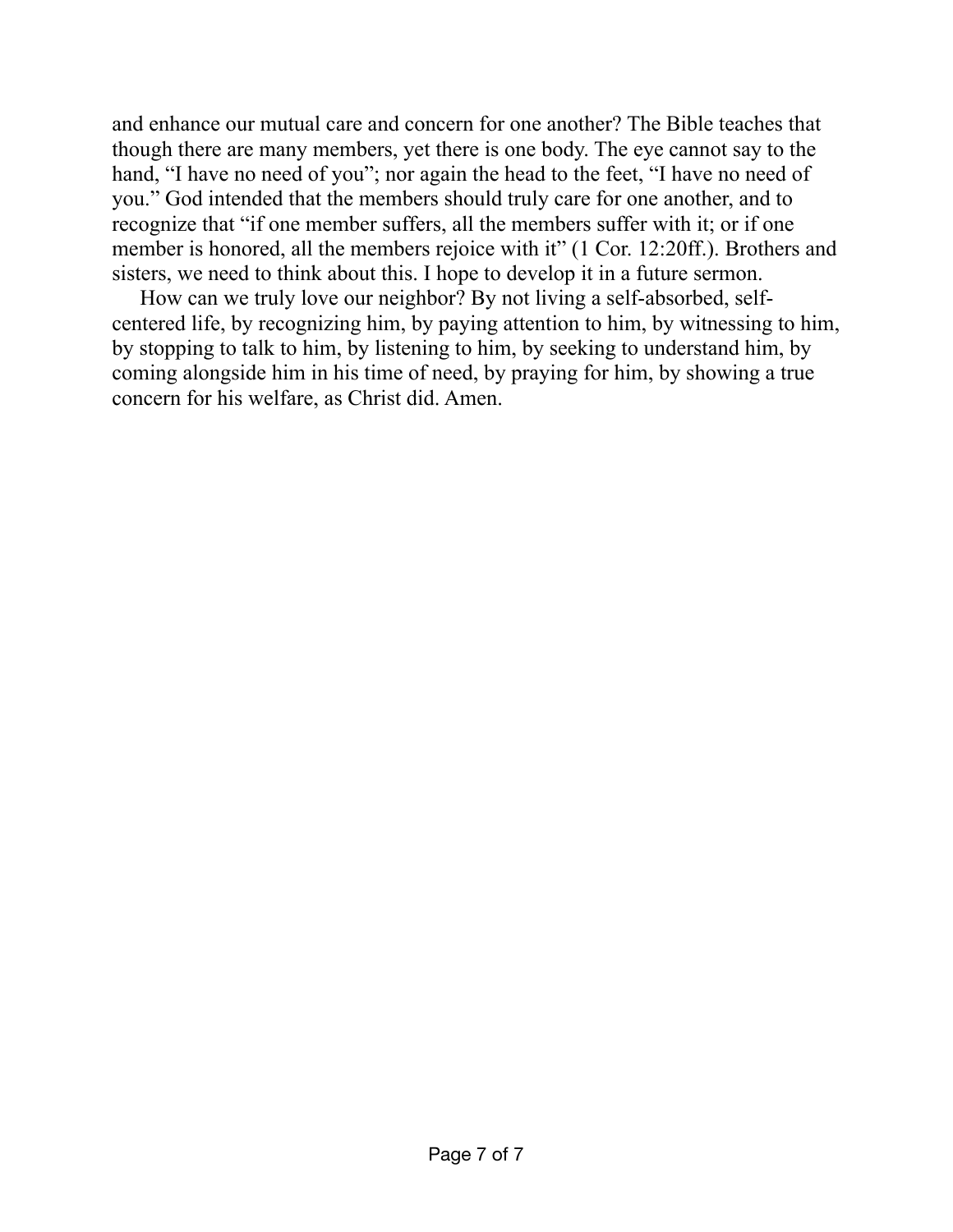and enhance our mutual care and concern for one another? The Bible teaches that though there are many members, yet there is one body. The eye cannot say to the hand, "I have no need of you"; nor again the head to the feet, "I have no need of you." God intended that the members should truly care for one another, and to recognize that "if one member suffers, all the members suffer with it; or if one member is honored, all the members rejoice with it" (1 Cor. 12:20ff.). Brothers and sisters, we need to think about this. I hope to develop it in a future sermon.

How can we truly love our neighbor? By not living a self-absorbed, self-centered life, by recognizing him, by paying attention to him, by witnessing to him, by stopping to talk to him, by listening to him, by seeking to understand him, by coming alongside him in his time of need, by praying for him, by showing a true concern for his welfare, as Christ did. Amen.